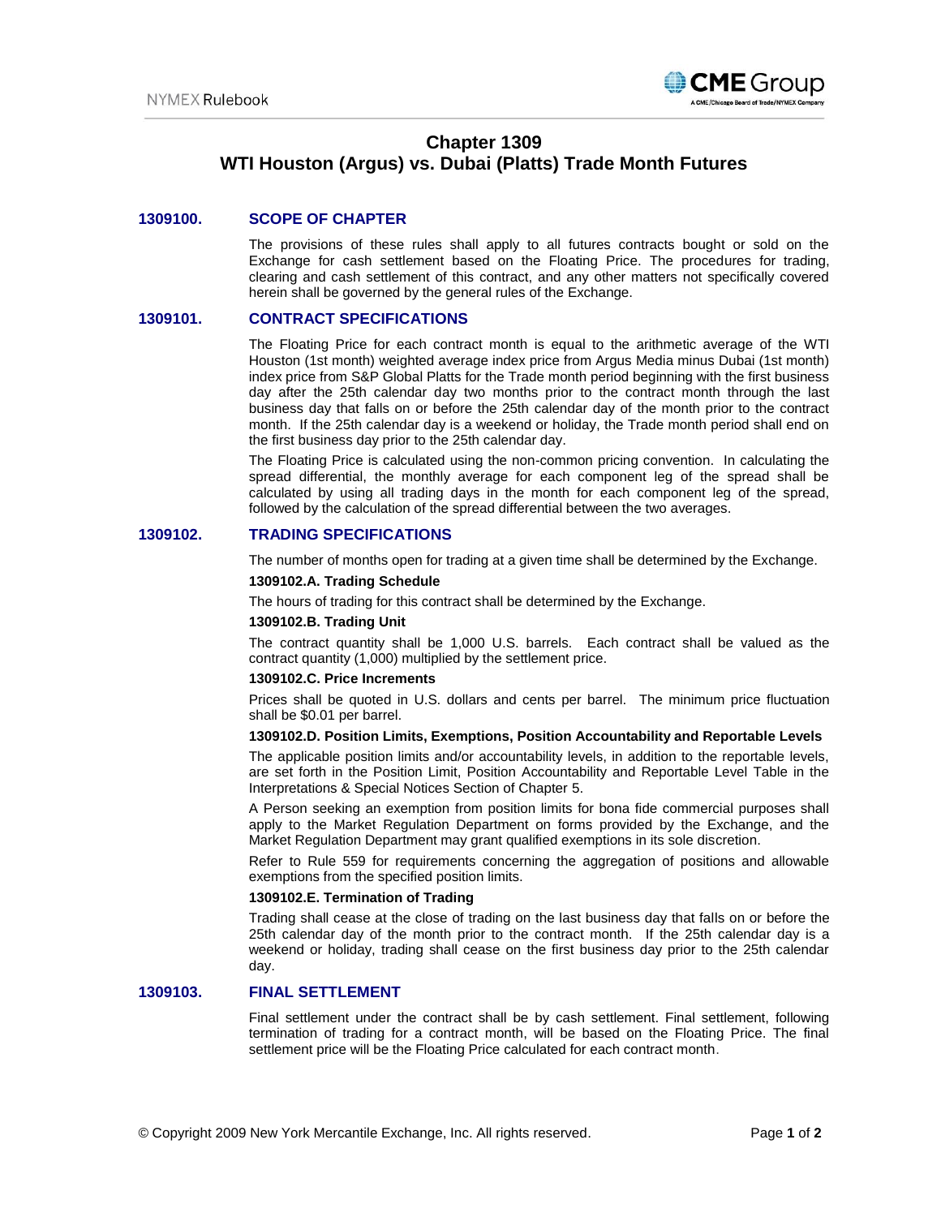# Chapter 1309
# WTI Houston (Argus) vs. Dubai (Platts) Trade Month Futures

## 1309100. SCOPE OF CHAPTER

The provisions of these rules shall apply to all futures contracts bought or sold on the Exchange for cash settlement based on the Floating Price. The procedures for trading, clearing and cash settlement of this contract, and any other matters not specifically covered herein shall be governed by the general rules of the Exchange.

## 1309101. CONTRACT SPECIFICATIONS

The Floating Price for each contract month is equal to the arithmetic average of the WTI Houston (1st month) weighted average index price from Argus Media minus Dubai (1st month) index price from S&P Global Platts for the Trade month period beginning with the first business day after the 25th calendar day two months prior to the contract month through the last business day that falls on or before the 25th calendar day of the month prior to the contract month. If the 25th calendar day is a weekend or holiday, the Trade month period shall end on the first business day prior to the 25th calendar day.

The Floating Price is calculated using the non-common pricing convention. In calculating the spread differential, the monthly average for each component leg of the spread shall be calculated by using all trading days in the month for each component leg of the spread, followed by the calculation of the spread differential between the two averages.

## 1309102. TRADING SPECIFICATIONS

The number of months open for trading at a given time shall be determined by the Exchange.

### 1309102.A. Trading Schedule

The hours of trading for this contract shall be determined by the Exchange.

### 1309102.B. Trading Unit

The contract quantity shall be 1,000 U.S. barrels. Each contract shall be valued as the contract quantity (1,000) multiplied by the settlement price.

### 1309102.C. Price Increments

Prices shall be quoted in U.S. dollars and cents per barrel. The minimum price fluctuation shall be $0.01 per barrel.

### 1309102.D. Position Limits, Exemptions, Position Accountability and Reportable Levels

The applicable position limits and/or accountability levels, in addition to the reportable levels, are set forth in the Position Limit, Position Accountability and Reportable Level Table in the Interpretations & Special Notices Section of Chapter 5.

A Person seeking an exemption from position limits for bona fide commercial purposes shall apply to the Market Regulation Department on forms provided by the Exchange, and the Market Regulation Department may grant qualified exemptions in its sole discretion.

Refer to Rule 559 for requirements concerning the aggregation of positions and allowable exemptions from the specified position limits.

### 1309102.E. Termination of Trading

Trading shall cease at the close of trading on the last business day that falls on or before the 25th calendar day of the month prior to the contract month. If the 25th calendar day is a weekend or holiday, trading shall cease on the first business day prior to the 25th calendar day.

## 1309103. FINAL SETTLEMENT

Final settlement under the contract shall be by cash settlement. Final settlement, following termination of trading for a contract month, will be based on the Floating Price. The final settlement price will be the Floating Price calculated for each contract month.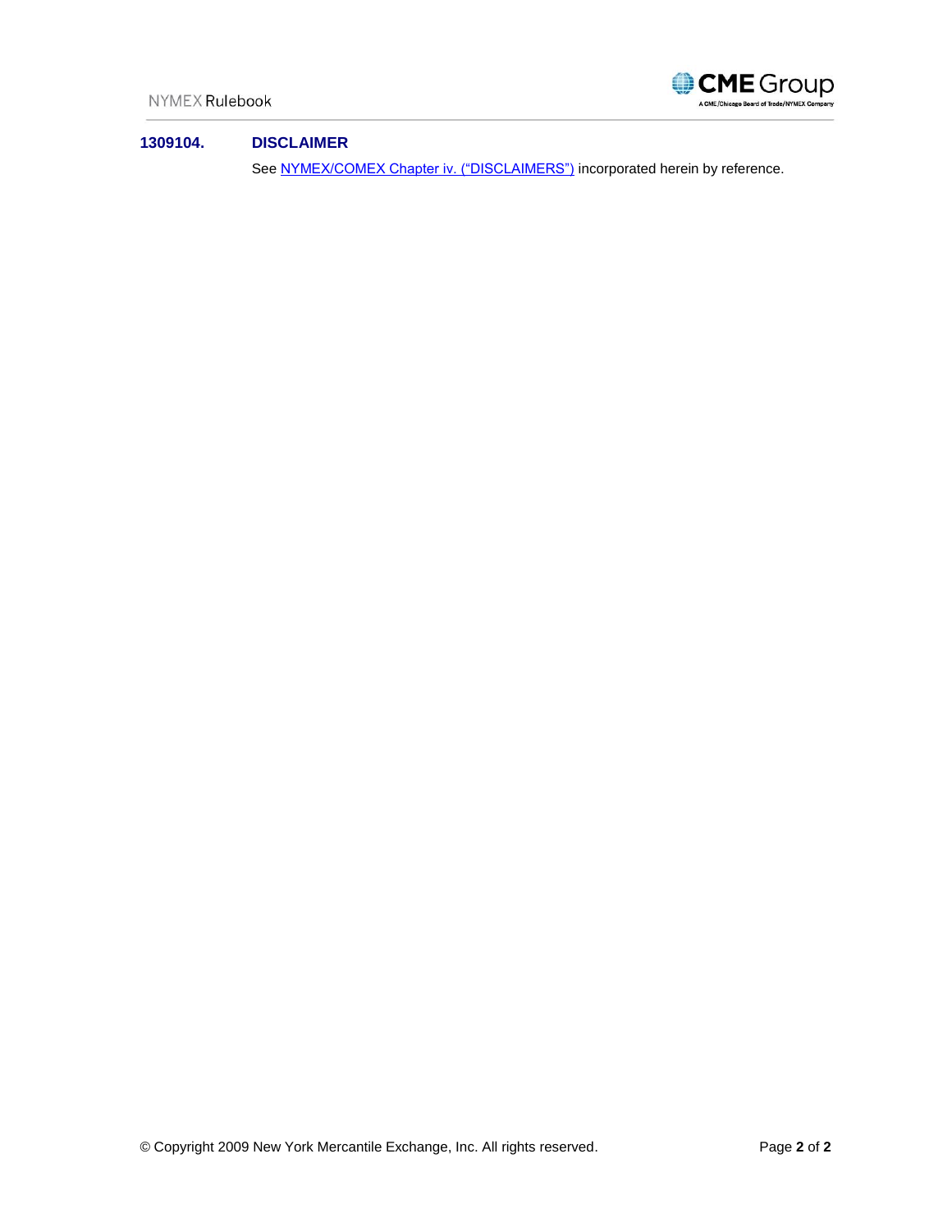## 1309104. DISCLAIMER

See NYMEX/COMEX Chapter iv. ("DISCLAIMERS") incorporated herein by reference.